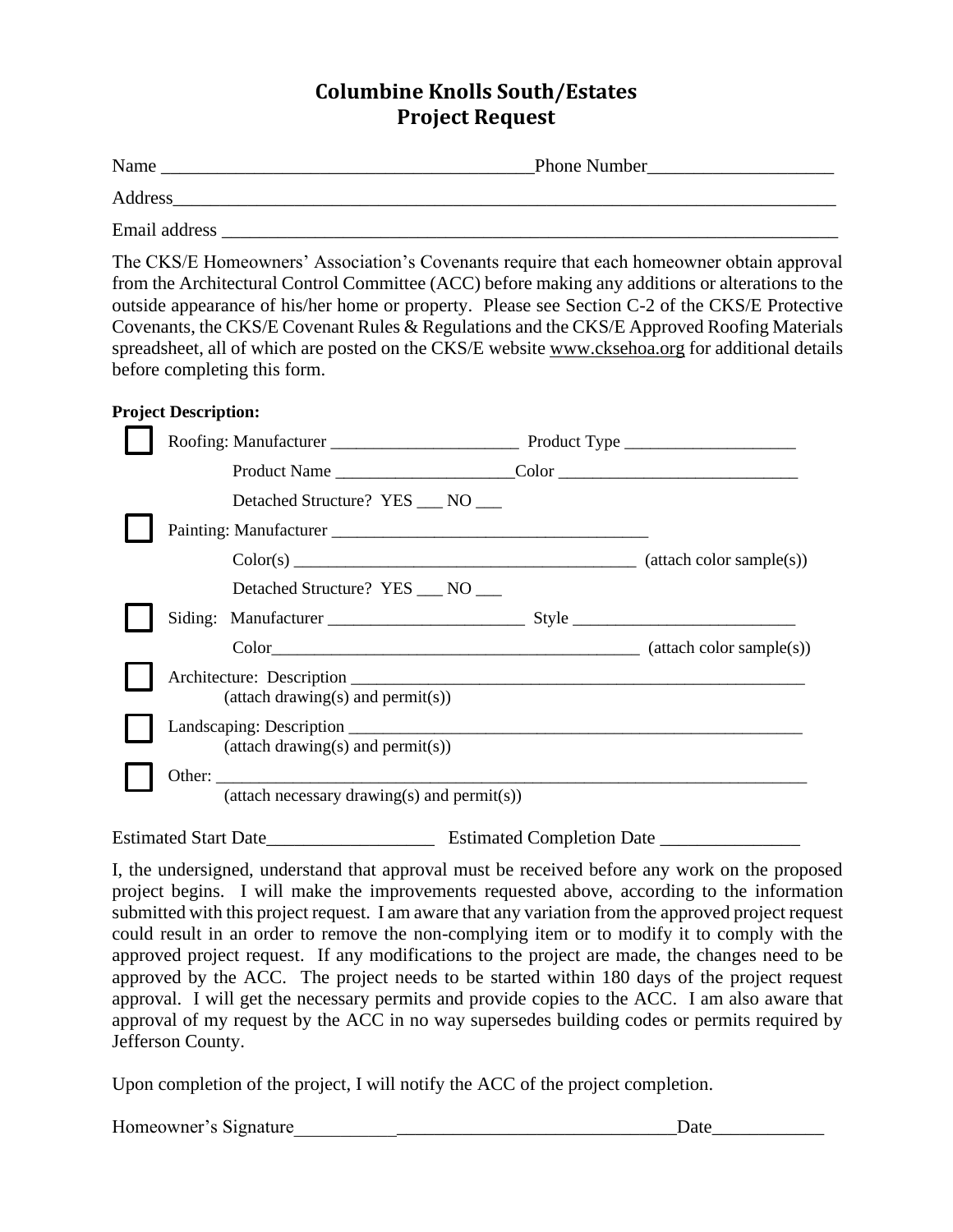# Columbine Knolls South/Estates
# Project Request

Name ________________________________________Phone Number____________________

Address__________________________________________________________________________

Email address ___________________________________________________________________

The CKS/E Homeowners' Association's Covenants require that each homeowner obtain approval from the Architectural Control Committee (ACC) before making any additions or alterations to the outside appearance of his/her home or property. Please see Section C-2 of the CKS/E Protective Covenants, the CKS/E Covenant Rules & Regulations and the CKS/E Approved Roofing Materials spreadsheet, all of which are posted on the CKS/E website www.cksehoa.org for additional details before completing this form.

**Project Description:**

☐ Roofing: Manufacturer ______________________ Product Type ____________________

Product Name ____________________Color ___________________________

Detached Structure? YES ___ NO ___

☐ Painting: Manufacturer ____________________________________

Color(s) ________________________________________ (attach color sample(s))

Detached Structure? YES ___ NO ___

☐ Siding: Manufacturer _______________________ Style __________________________

Color____________________________________________ (attach color sample(s))

☐ Architecture: Description ________________________________________________________
(attach drawing(s) and permit(s))

☐ Landscaping: Description _______________________________________________________
(attach drawing(s) and permit(s))

☐ Other: _______________________________________________________________________
(attach necessary drawing(s) and permit(s))

Estimated Start Date__________________ Estimated Completion Date _______________

I, the undersigned, understand that approval must be received before any work on the proposed project begins. I will make the improvements requested above, according to the information submitted with this project request. I am aware that any variation from the approved project request could result in an order to remove the non-complying item or to modify it to comply with the approved project request. If any modifications to the project are made, the changes need to be approved by the ACC. The project needs to be started within 180 days of the project request approval. I will get the necessary permits and provide copies to the ACC. I am also aware that approval of my request by the ACC in no way supersedes building codes or permits required by Jefferson County.

Upon completion of the project, I will notify the ACC of the project completion.

Homeowner's Signature_________________________________________Date____________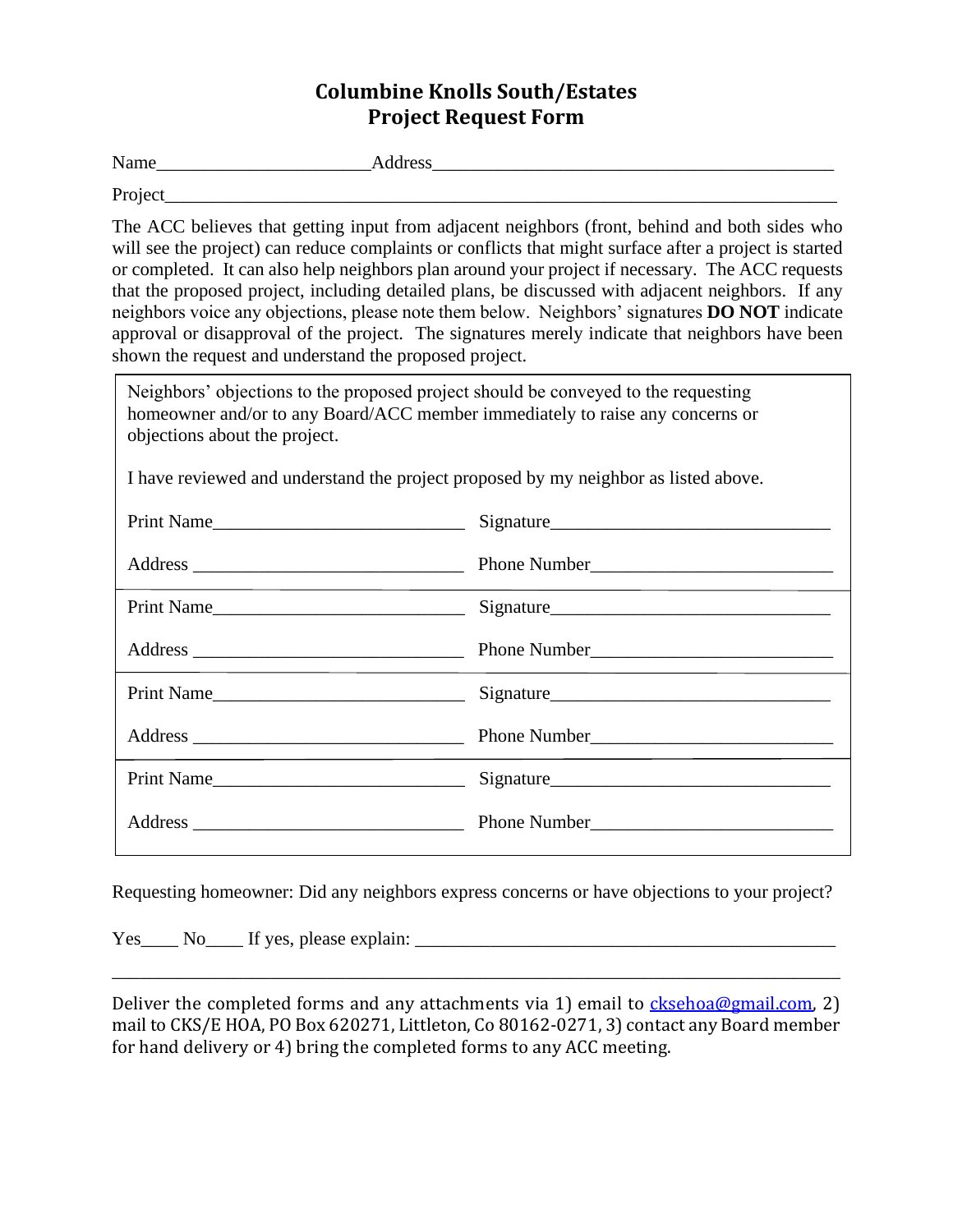# Columbine Knolls South/Estates
# Project Request Form

Name______________________Address___________________________________________

Project_____________________________________________________________________

The ACC believes that getting input from adjacent neighbors (front, behind and both sides who will see the project) can reduce complaints or conflicts that might surface after a project is started or completed. It can also help neighbors plan around your project if necessary. The ACC requests that the proposed project, including detailed plans, be discussed with adjacent neighbors. If any neighbors voice any objections, please note them below. Neighbors' signatures **DO NOT** indicate approval or disapproval of the project. The signatures merely indicate that neighbors have been shown the request and understand the proposed project.

Neighbors' objections to the proposed project should be conveyed to the requesting homeowner and/or to any Board/ACC member immediately to raise any concerns or objections about the project.

I have reviewed and understand the project proposed by my neighbor as listed above.

| | |
|---|---|
| Print Name___________________________ | Signature______________________________ |
| Address _____________________________ | Phone Number__________________________ |
| Print Name___________________________ | Signature______________________________ |
| Address _____________________________ | Phone Number__________________________ |
| Print Name___________________________ | Signature______________________________ |
| Address _____________________________ | Phone Number__________________________ |
| Print Name___________________________ | Signature______________________________ |
| Address _____________________________ | Phone Number__________________________ |

Requesting homeowner: Did any neighbors express concerns or have objections to your project?

Yes____ No____ If yes, please explain: ______________________________________________

____________________________________________________________________________

Deliver the completed forms and any attachments via 1) email to cksehoa@gmail.com, 2) mail to CKS/E HOA, PO Box 620271, Littleton, Co 80162-0271, 3) contact any Board member for hand delivery or 4) bring the completed forms to any ACC meeting.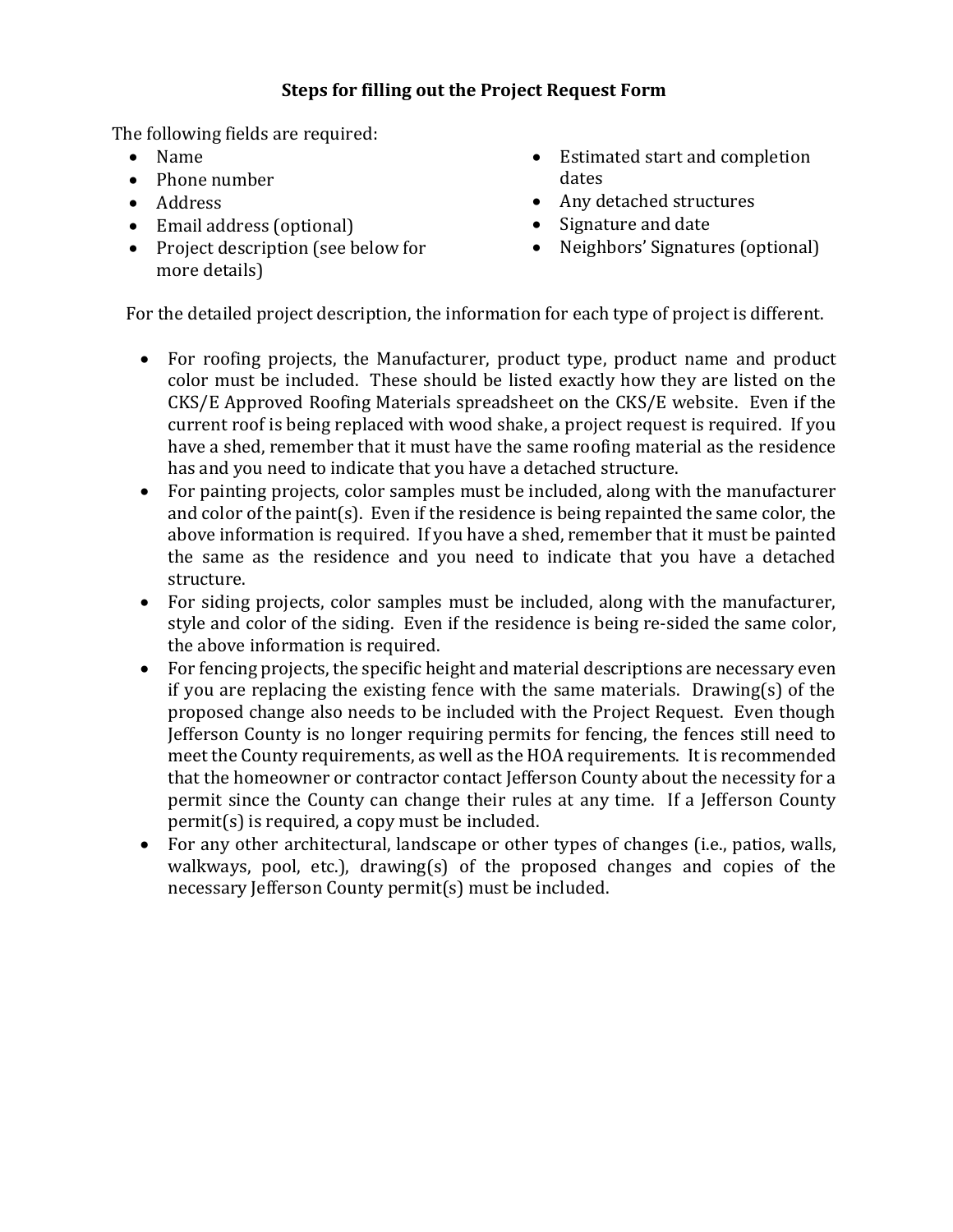## Steps for filling out the Project Request Form

The following fields are required:

- Name
- Phone number
- Address
- Email address (optional)
- Project description (see below for more details)
- Estimated start and completion dates
- Any detached structures
- Signature and date
- Neighbors' Signatures (optional)

For the detailed project description, the information for each type of project is different.

- For roofing projects, the Manufacturer, product type, product name and product color must be included. These should be listed exactly how they are listed on the CKS/E Approved Roofing Materials spreadsheet on the CKS/E website. Even if the current roof is being replaced with wood shake, a project request is required. If you have a shed, remember that it must have the same roofing material as the residence has and you need to indicate that you have a detached structure.
- For painting projects, color samples must be included, along with the manufacturer and color of the paint(s). Even if the residence is being repainted the same color, the above information is required. If you have a shed, remember that it must be painted the same as the residence and you need to indicate that you have a detached structure.
- For siding projects, color samples must be included, along with the manufacturer, style and color of the siding. Even if the residence is being re-sided the same color, the above information is required.
- For fencing projects, the specific height and material descriptions are necessary even if you are replacing the existing fence with the same materials. Drawing(s) of the proposed change also needs to be included with the Project Request. Even though Jefferson County is no longer requiring permits for fencing, the fences still need to meet the County requirements, as well as the HOA requirements. It is recommended that the homeowner or contractor contact Jefferson County about the necessity for a permit since the County can change their rules at any time. If a Jefferson County permit(s) is required, a copy must be included.
- For any other architectural, landscape or other types of changes (i.e., patios, walls, walkways, pool, etc.), drawing(s) of the proposed changes and copies of the necessary Jefferson County permit(s) must be included.